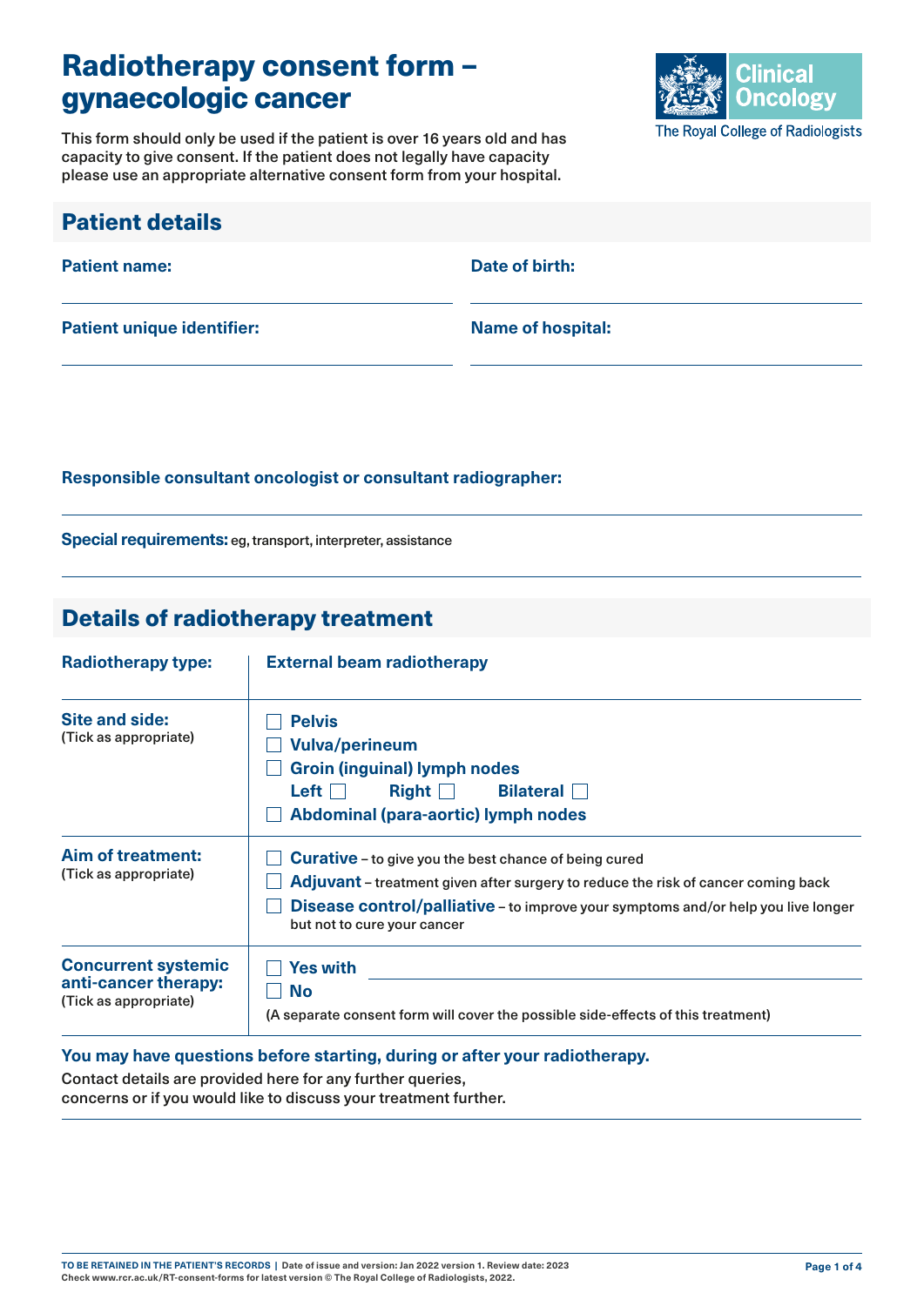# Radiotherapy consent form – gynaecologic cancer

Clinical Oncology
The Royal College of Radiologists

This form should only be used if the patient is over 16 years old and has capacity to give consent. If the patient does not legally have capacity please use an appropriate alternative consent form from your hospital.

## Patient details

**Patient name:**

**Date of birth:**

**Patient unique identifier:**

**Name of hospital:**

**Responsible consultant oncologist or consultant radiographer:**

**Special requirements:** eg, transport, interpreter, assistance

## Details of radiotherapy treatment

| | |
|---|---|
| **Radiotherapy type:** | **External beam radiotherapy** |
| **Site and side:** (Tick as appropriate) | ☐ **Pelvis**<br>☐ **Vulva/perineum**<br>☐ **Groin (inguinal) lymph nodes**<br>**Left** ☐ **Right** ☐ **Bilateral** ☐<br>☐ **Abdominal (para-aortic) lymph nodes** |
| **Aim of treatment:** (Tick as appropriate) | ☐ **Curative** – to give you the best chance of being cured<br>☐ **Adjuvant** – treatment given after surgery to reduce the risk of cancer coming back<br>☐ **Disease control/palliative** – to improve your symptoms and/or help you live longer but not to cure your cancer |
| **Concurrent systemic anti-cancer therapy:** (Tick as appropriate) | ☐ **Yes with** ______<br>☐ **No**<br>(A separate consent form will cover the possible side-effects of this treatment) |

**You may have questions before starting, during or after your radiotherapy.**

Contact details are provided here for any further queries, concerns or if you would like to discuss your treatment further.

TO BE RETAINED IN THE PATIENT'S RECORDS | Date of issue and version: Jan 2022 version 1. Review date: 2023
Check www.rcr.ac.uk/RT-consent-forms for latest version © The Royal College of Radiologists, 2022.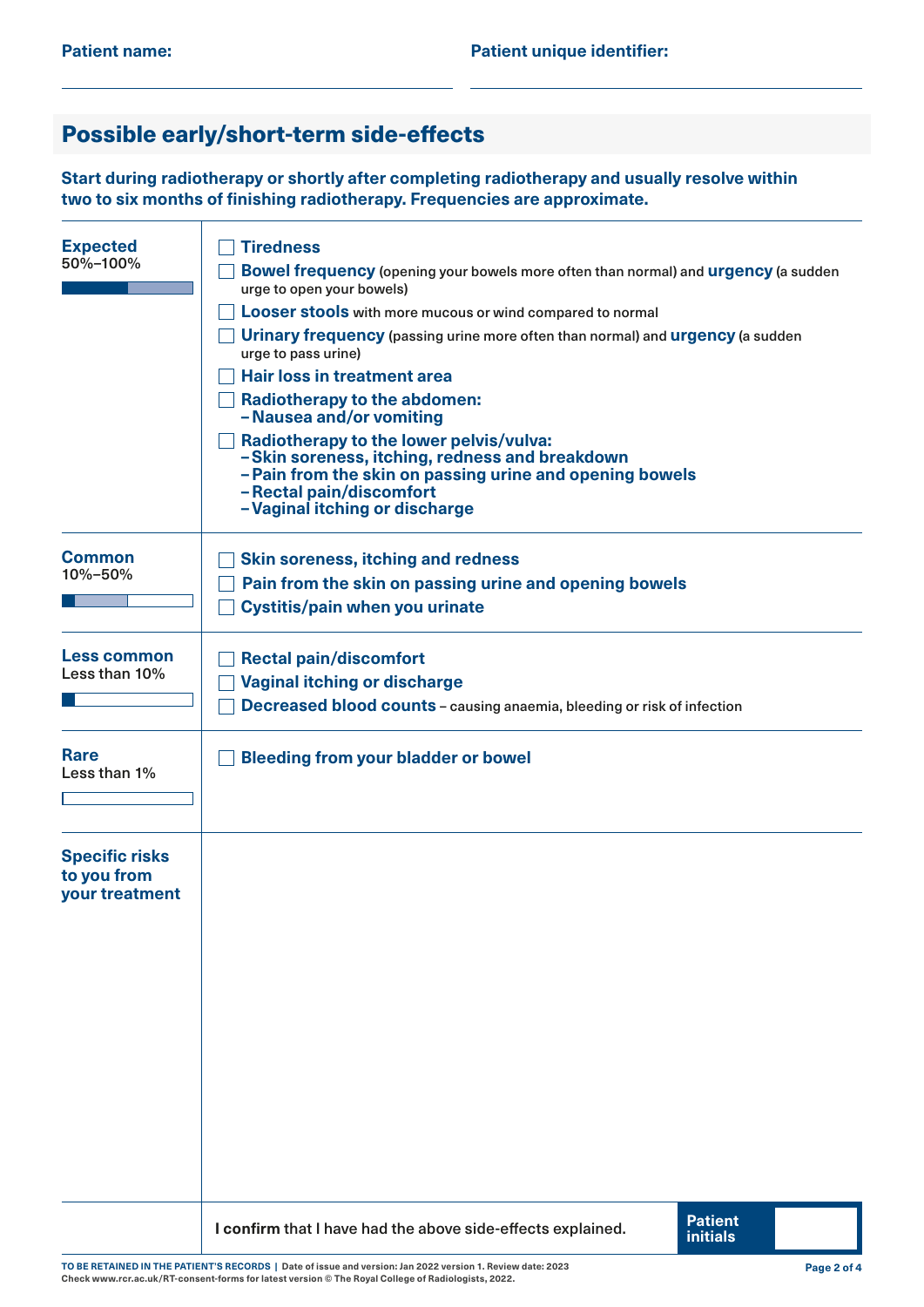**Patient name:** 

**Patient unique identifier:** 

## Possible early/short-term side-effects

**Start during radiotherapy or shortly after completing radiotherapy and usually resolve within two to six months of finishing radiotherapy. Frequencies are approximate.**

| Frequency | Side-effects |
|---|---|
| **Expected** 50%–100% | ☐ **Tiredness**<br>☐ **Bowel frequency** (opening your bowels more often than normal) and **urgency** (a sudden urge to open your bowels)<br>☐ **Looser stools** with more mucous or wind compared to normal<br>☐ **Urinary frequency** (passing urine more often than normal) and **urgency** (a sudden urge to pass urine)<br>☐ **Hair loss in treatment area**<br>☐ **Radiotherapy to the abdomen:** – **Nausea and/or vomiting**<br>☐ **Radiotherapy to the lower pelvis/vulva:** – **Skin soreness, itching, redness and breakdown** – **Pain from the skin on passing urine and opening bowels** – **Rectal pain/discomfort** – **Vaginal itching or discharge** |
| **Common** 10%–50% | ☐ **Skin soreness, itching and redness**<br>☐ **Pain from the skin on passing urine and opening bowels**<br>☐ **Cystitis/pain when you urinate** |
| **Less common** Less than 10% | ☐ **Rectal pain/discomfort**<br>☐ **Vaginal itching or discharge**<br>☐ **Decreased blood counts** – causing anaemia, bleeding or risk of infection |
| **Rare** Less than 1% | ☐ **Bleeding from your bladder or bowel** |
| **Specific risks to you from your treatment** | |

**I confirm** that I have had the above side-effects explained. **Patient initials** 

**TO BE RETAINED IN THE PATIENT'S RECORDS** | Date of issue and version: Jan 2022 version 1. Review date: 2023
Check www.rcr.ac.uk/RT-consent-forms for latest version © The Royal College of Radiologists, 2022.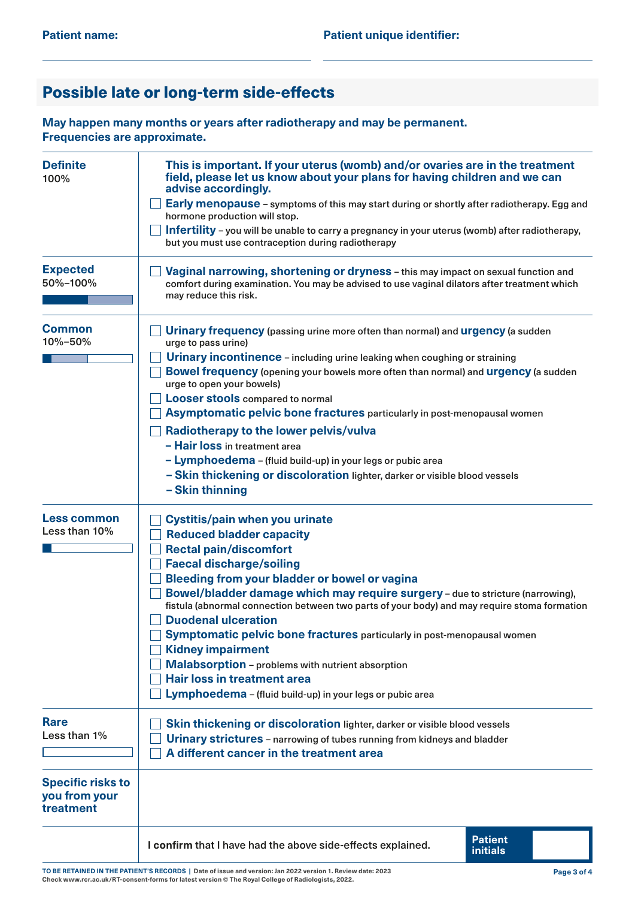**Patient name:** 

**Patient unique identifier:** 

## Possible late or long-term side-effects

**May happen many months or years after radiotherapy and may be permanent. Frequencies are approximate.**

| | |
|---|---|
| **Definite** 100% | **This is important. If your uterus (womb) and/or ovaries are in the treatment field, please let us know about your plans for having children and we can advise accordingly.**<br>☐ **Early menopause** – symptoms of this may start during or shortly after radiotherapy. Egg and hormone production will stop.<br>☐ **Infertility** – you will be unable to carry a pregnancy in your uterus (womb) after radiotherapy, but you must use contraception during radiotherapy |
| **Expected** 50%–100% | ☐ **Vaginal narrowing, shortening or dryness** – this may impact on sexual function and comfort during examination. You may be advised to use vaginal dilators after treatment which may reduce this risk. |
| **Common** 10%–50% | ☐ **Urinary frequency** (passing urine more often than normal) and **urgency** (a sudden urge to pass urine)<br>☐ **Urinary incontinence** – including urine leaking when coughing or straining<br>☐ **Bowel frequency** (opening your bowels more often than normal) and **urgency** (a sudden urge to open your bowels)<br>☐ **Looser stools** compared to normal<br>☐ **Asymptomatic pelvic bone fractures** particularly in post-menopausal women<br>☐ **Radiotherapy to the lower pelvis/vulva**<br>– **Hair loss** in treatment area<br>– **Lymphoedema** – (fluid build-up) in your legs or pubic area<br>– **Skin thickening or discoloration** lighter, darker or visible blood vessels<br>– **Skin thinning** |
| **Less common** Less than 10% | ☐ **Cystitis/pain when you urinate**<br>☐ **Reduced bladder capacity**<br>☐ **Rectal pain/discomfort**<br>☐ **Faecal discharge/soiling**<br>☐ **Bleeding from your bladder or bowel or vagina**<br>☐ **Bowel/bladder damage which may require surgery** – due to stricture (narrowing), fistula (abnormal connection between two parts of your body) and may require stoma formation<br>☐ **Duodenal ulceration**<br>☐ **Symptomatic pelvic bone fractures** particularly in post-menopausal women<br>☐ **Kidney impairment**<br>☐ **Malabsorption** – problems with nutrient absorption<br>☐ **Hair loss in treatment area**<br>☐ **Lymphoedema** – (fluid build-up) in your legs or pubic area |
| **Rare** Less than 1% | ☐ **Skin thickening or discoloration** lighter, darker or visible blood vessels<br>☐ **Urinary strictures** – narrowing of tubes running from kidneys and bladder<br>☐ **A different cancer in the treatment area** |
| **Specific risks to you from your treatment** | |
| | **I confirm** that I have had the above side-effects explained. **Patient initials** |

TO BE RETAINED IN THE PATIENT'S RECORDS | Date of issue and version: Jan 2022 version 1. Review date: 2023
Check www.rcr.ac.uk/RT-consent-forms for latest version © The Royal College of Radiologists, 2022.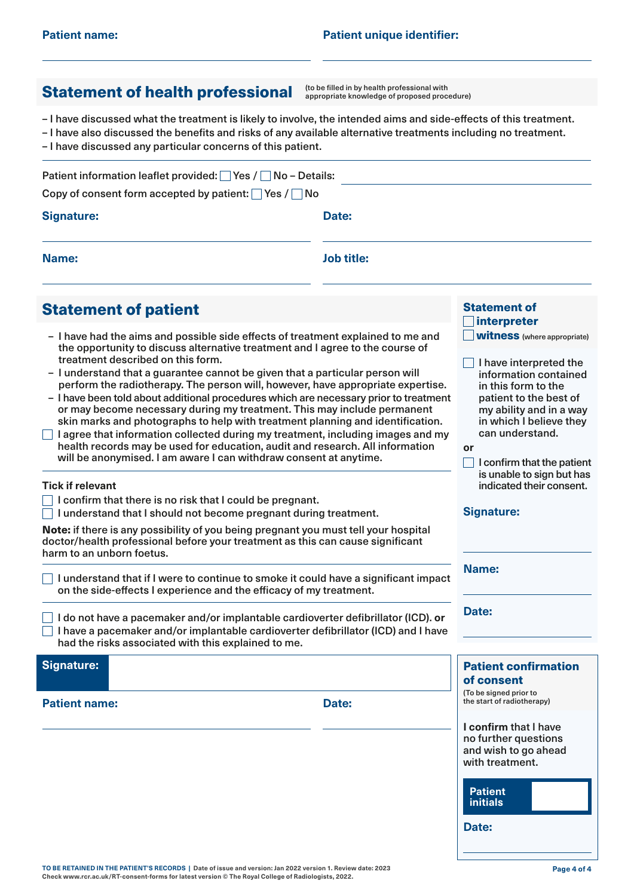**Patient name:**

**Patient unique identifier:**

## Statement of health professional

(to be filled in by health professional with appropriate knowledge of proposed procedure)

– I have discussed what the treatment is likely to involve, the intended aims and side-effects of this treatment.
– I have also discussed the benefits and risks of any available alternative treatments including no treatment.
– I have discussed any particular concerns of this patient.

Patient information leaflet provided: ☐ Yes / ☐ No – Details:

Copy of consent form accepted by patient: ☐ Yes / ☐ No

**Signature:**

**Date:**

**Name:**

**Job title:**

## Statement of patient

- I have had the aims and possible side effects of treatment explained to me and the opportunity to discuss alternative treatment and I agree to the course of treatment described on this form.
- I understand that a guarantee cannot be given that a particular person will perform the radiotherapy. The person will, however, have appropriate expertise.
- I have been told about additional procedures which are necessary prior to treatment or may become necessary during my treatment. This may include permanent skin marks and photographs to help with treatment planning and identification.

☐ I agree that information collected during my treatment, including images and my health records may be used for education, audit and research. All information will be anonymised. I am aware I can withdraw consent at anytime.

**Tick if relevant**

☐ I confirm that there is no risk that I could be pregnant.
☐ I understand that I should not become pregnant during treatment.

**Note:** if there is any possibility of you being pregnant you must tell your hospital doctor/health professional before your treatment as this can cause significant harm to an unborn foetus.

☐ I understand that if I were to continue to smoke it could have a significant impact on the side-effects I experience and the efficacy of my treatment.

☐ I do not have a pacemaker and/or implantable cardioverter defibrillator (ICD). **or**
☐ I have a pacemaker and/or implantable cardioverter defibrillator (ICD) and I have had the risks associated with this explained to me.

**Signature:**

**Patient name:**

**Date:**

## Statement of ☐ interpreter ☐ witness (where appropriate)

☐ I have interpreted the information contained in this form to the patient to the best of my ability and in a way in which I believe they can understand.

**or**

☐ I confirm that the patient is unable to sign but has indicated their consent.

**Signature:**

**Name:**

**Date:**

## Patient confirmation of consent

(To be signed prior to the start of radiotherapy)

**I confirm** that I have no further questions and wish to go ahead with treatment.

**Patient initials**

**Date:**

**TO BE RETAINED IN THE PATIENT'S RECORDS** | Date of issue and version: Jan 2022 version 1. Review date: 2023
Check www.rcr.ac.uk/RT-consent-forms for latest version © The Royal College of Radiologists, 2022.